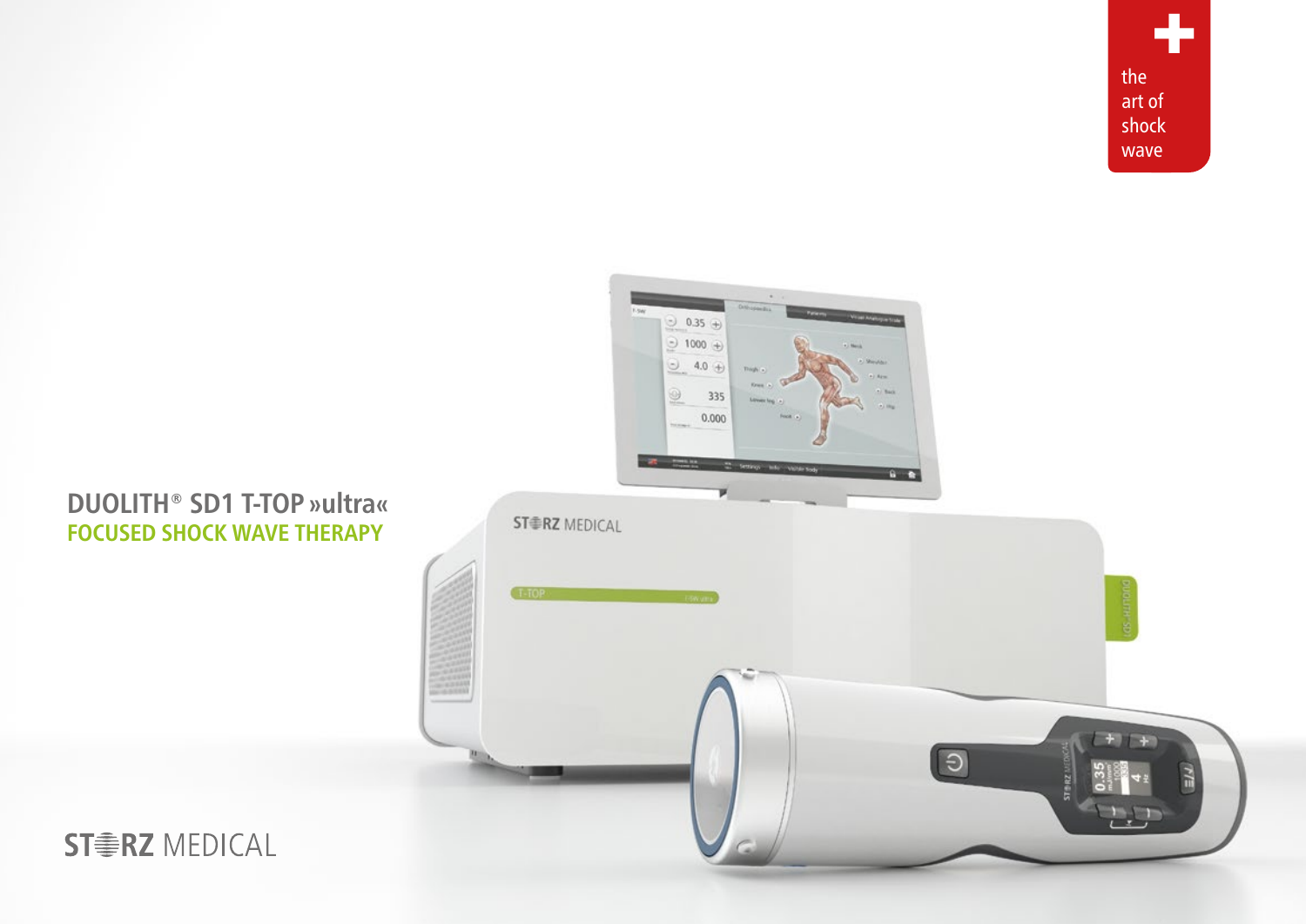the art of shock wave

# DUOLITH® SD1 T-TOP »ultra«

## FOCUSED SHOCK WAVE THERAPY

STORZ MEDICAL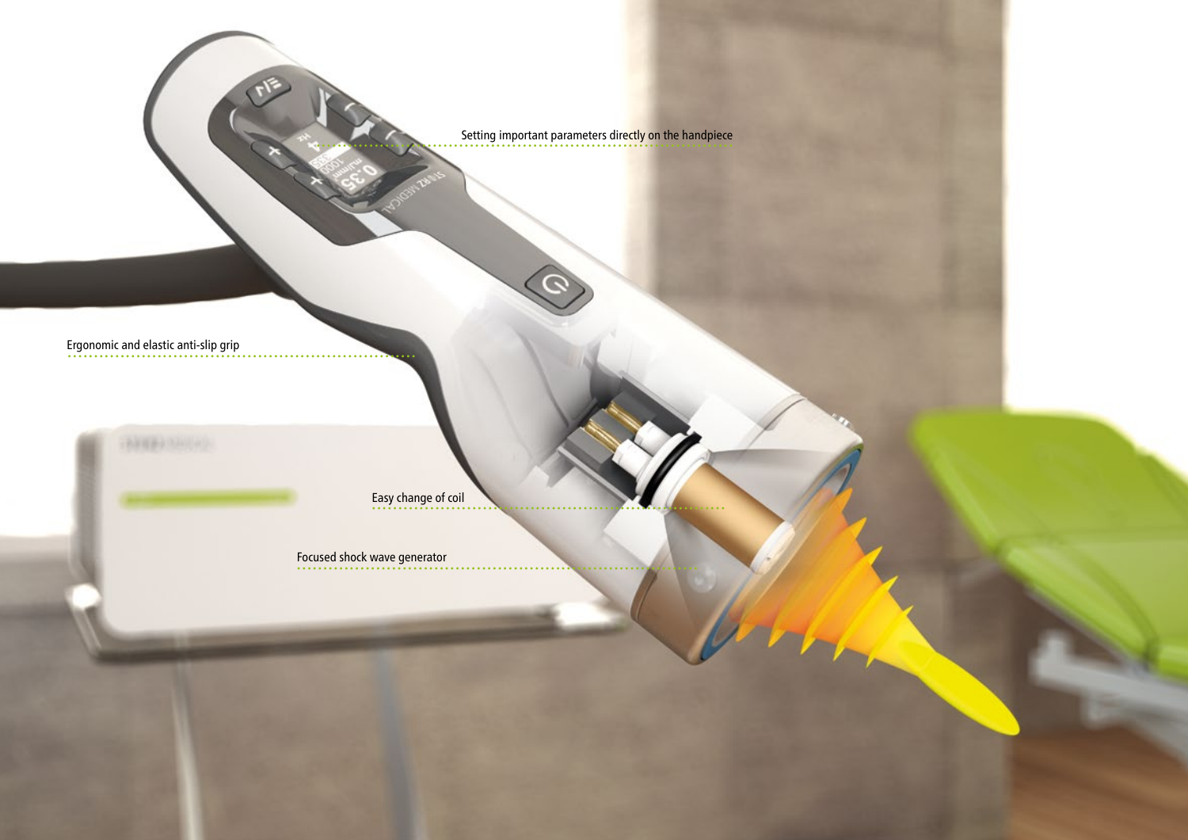Setting important parameters directly on the handpiece

Ergonomic and elastic anti-slip grip

Easy change of coil

Focused shock wave generator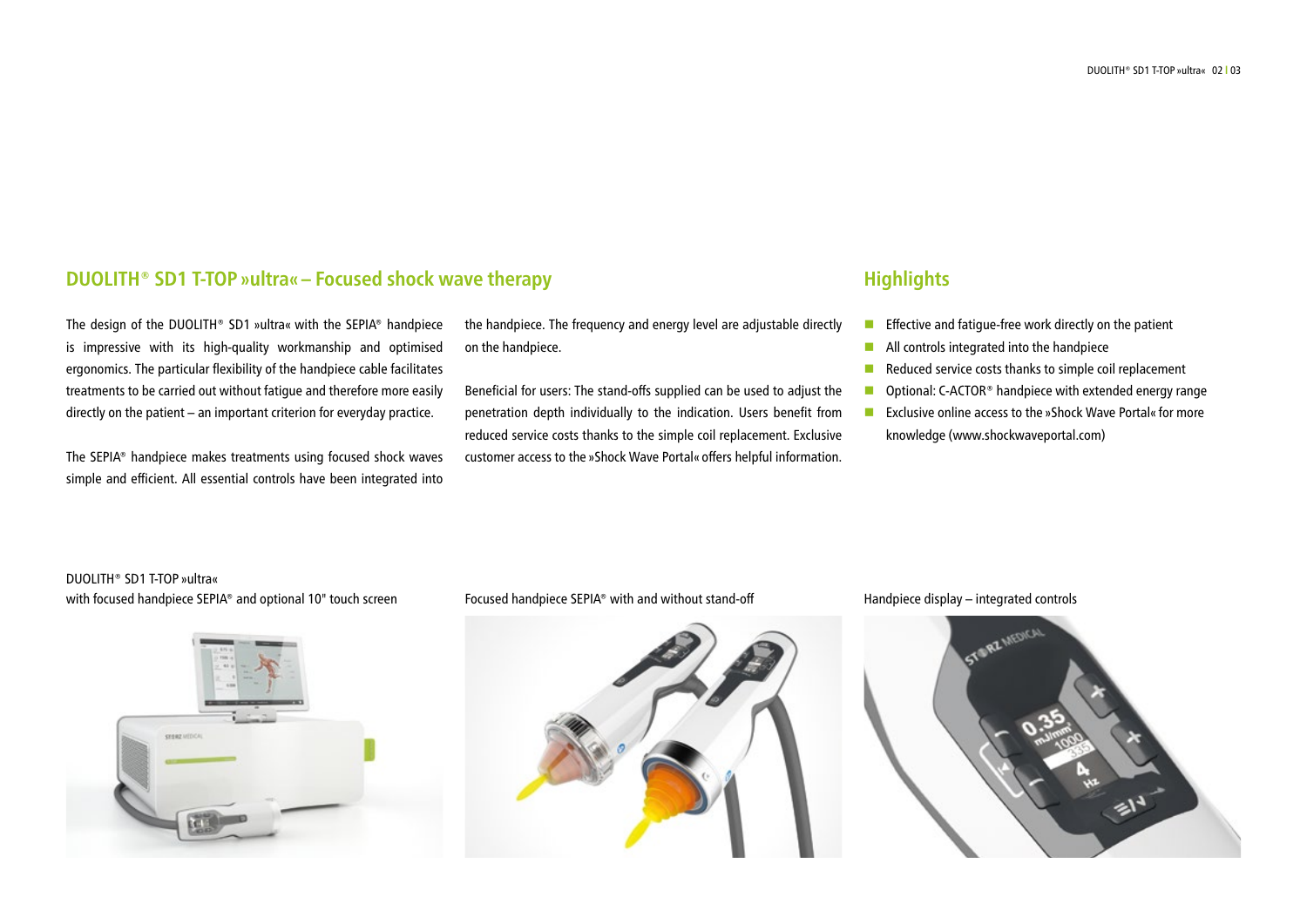## DUOLITH® SD1 T-TOP »ultra« – Focused shock wave therapy

The design of the DUOLITH® SD1 »ultra« with the SEPIA® handpiece is impressive with its high-quality workmanship and optimised ergonomics. The particular flexibility of the handpiece cable facilitates treatments to be carried out without fatigue and therefore more easily directly on the patient – an important criterion for everyday practice.

The SEPIA® handpiece makes treatments using focused shock waves simple and efficient. All essential controls have been integrated into the handpiece. The frequency and energy level are adjustable directly on the handpiece.

Beneficial for users: The stand-offs supplied can be used to adjust the penetration depth individually to the indication. Users benefit from reduced service costs thanks to the simple coil replacement. Exclusive customer access to the »Shock Wave Portal« offers helpful information.

## Highlights

- Effective and fatigue-free work directly on the patient
- All controls integrated into the handpiece
- Reduced service costs thanks to simple coil replacement
- Optional: C-ACTOR® handpiece with extended energy range
- Exclusive online access to the »Shock Wave Portal« for more knowledge (www.shockwaveportal.com)

DUOLITH® SD1 T-TOP »ultra«
with focused handpiece SEPIA® and optional 10" touch screen

Focused handpiece SEPIA® with and without stand-off

Handpiece display – integrated controls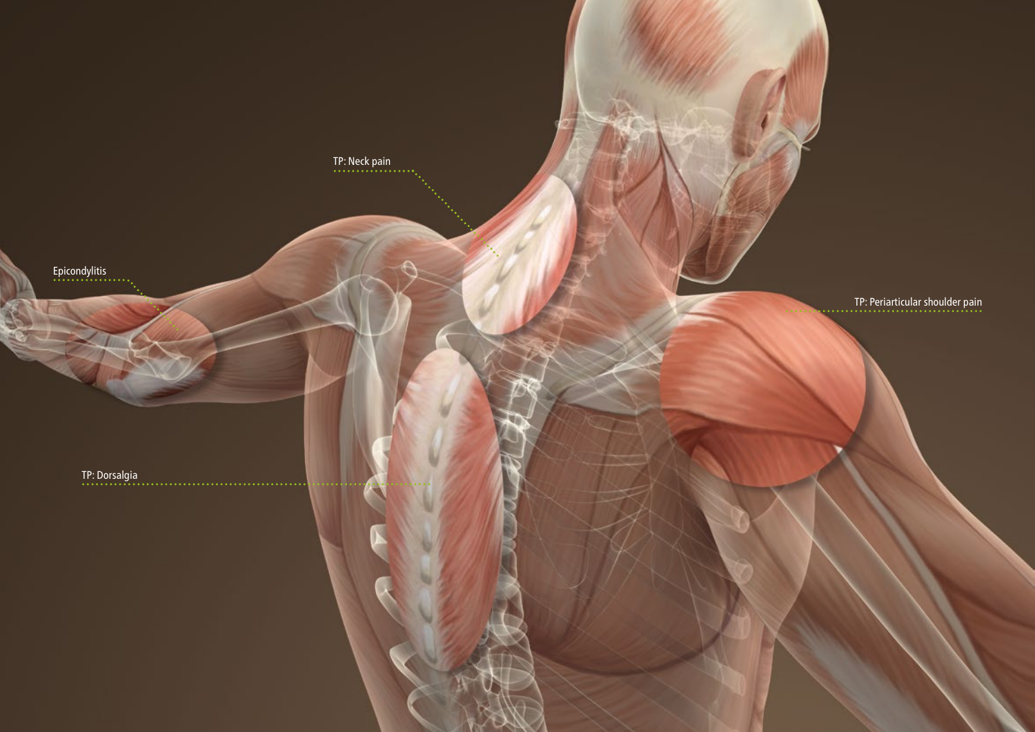TP: Neck pain

Epicondylitis

TP: Periarticular shoulder pain

TP: Dorsalgia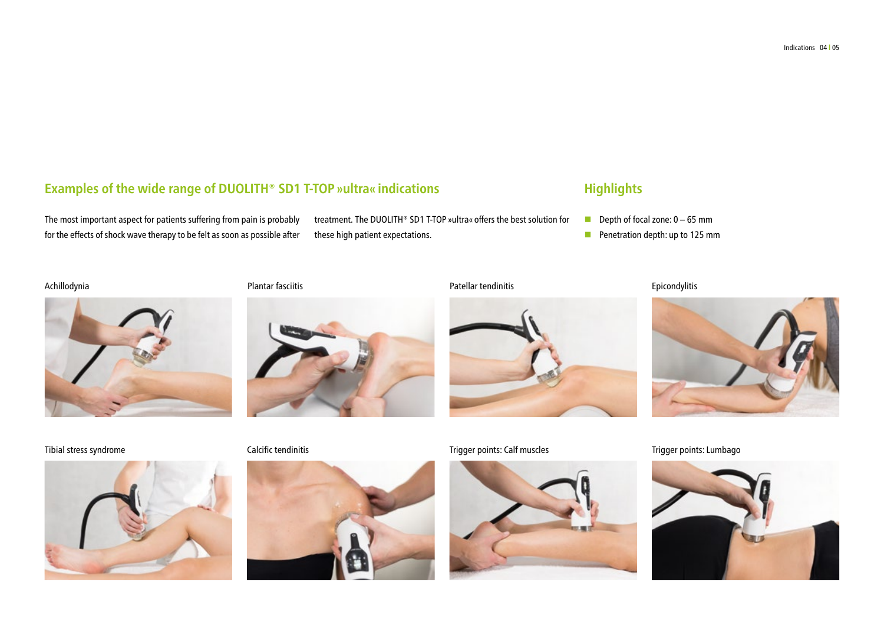## Examples of the wide range of DUOLITH® SD1 T-TOP »ultra« indications

The most important aspect for patients suffering from pain is probably for the effects of shock wave therapy to be felt as soon as possible after treatment. The DUOLITH® SD1 T-TOP »ultra« offers the best solution for these high patient expectations.

## Highlights

- Depth of focal zone: 0 – 65 mm
- Penetration depth: up to 125 mm

Achillodynia

Plantar fasciitis

Patellar tendinitis

Epicondylitis

Tibial stress syndrome

Calcific tendinitis

Trigger points: Calf muscles

Trigger points: Lumbago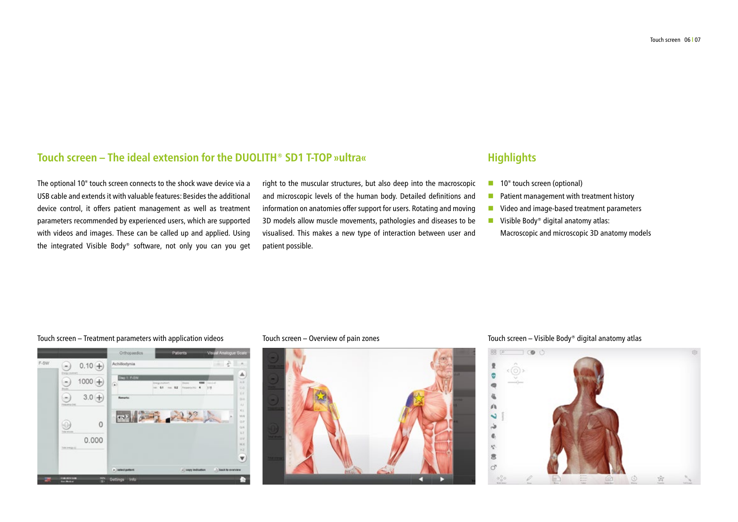## Touch screen – The ideal extension for the DUOLITH® SD1 T-TOP »ultra«

The optional 10" touch screen connects to the shock wave device via a USB cable and extends it with valuable features: Besides the additional device control, it offers patient management as well as treatment parameters recommended by experienced users, which are supported with videos and images. These can be called up and applied. Using the integrated Visible Body® software, not only you can you get right to the muscular structures, but also deep into the macroscopic and microscopic levels of the human body. Detailed definitions and information on anatomies offer support for users. Rotating and moving 3D models allow muscle movements, pathologies and diseases to be visualised. This makes a new type of interaction between user and patient possible.

## Highlights

- 10" touch screen (optional)
- Patient management with treatment history
- Video and image-based treatment parameters
- Visible Body® digital anatomy atlas: Macroscopic and microscopic 3D anatomy models

Touch screen – Treatment parameters with application videos

Touch screen – Overview of pain zones

Touch screen – Visible Body® digital anatomy atlas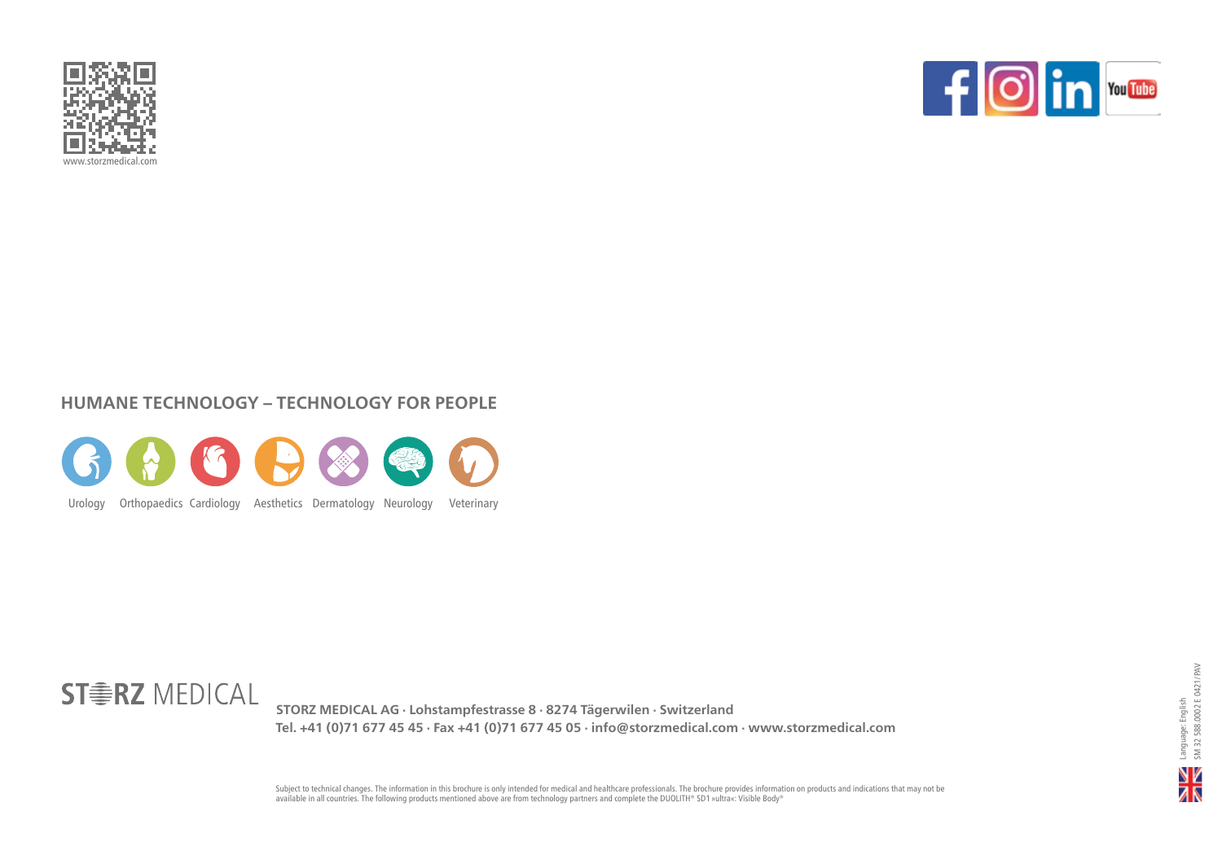www.storzmedical.com

## HUMANE TECHNOLOGY – TECHNOLOGY FOR PEOPLE

Urology Orthopaedics Cardiology Aesthetics Dermatology Neurology Veterinary

STORZ MEDICAL

**STORZ MEDICAL AG · Lohstampfestrasse 8 · 8274 Tägerwilen · Switzerland**
**Tel. +41 (0)71 677 45 45 · Fax +41 (0)71 677 45 05 · info@storzmedical.com · www.storzmedical.com**

Subject to technical changes. The information in this brochure is only intended for medical and healthcare professionals. The brochure provides information on products and indications that may not be available in all countries. The following products mentioned above are from technology partners and complete the DUOLITH® SD1 »ultra«: Visible Body®

Language: English
SM 32 588.0002 E 0421/PAV